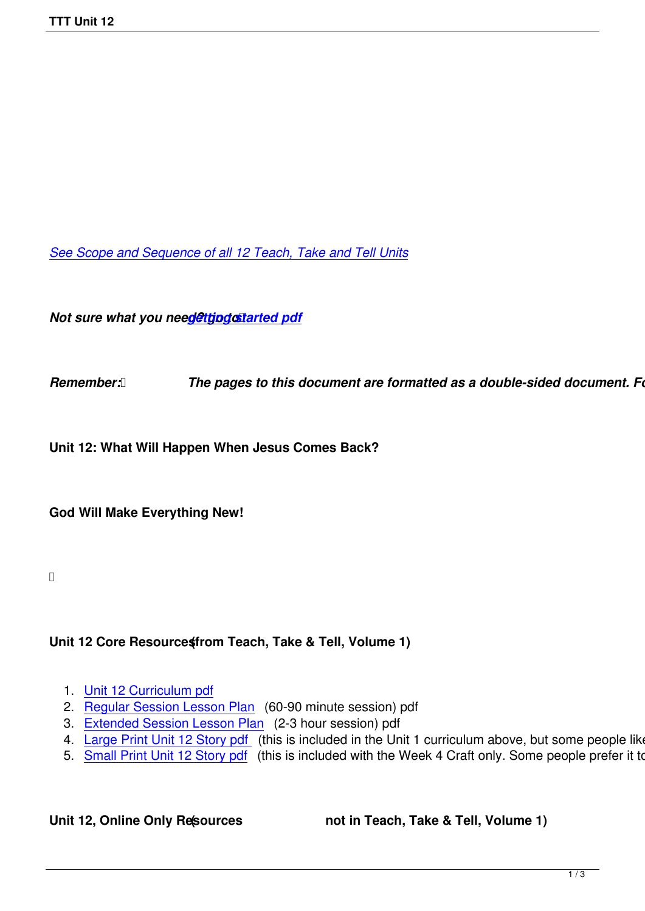*See Scope and Sequence of all 12 Teach, Take and Tell Units*

***Not sure what you need? Go to getting started pdf***

***Remember: The pages to this document are formatted as a double-sided document. Fo***

**Unit 12: What Will Happen When Jesus Comes Back?**

**God Will Make Everything New!**

**Unit 12 Core Resources (from Teach, Take & Tell, Volume 1)**

1. Unit 12 Curriculum pdf
2. Regular Session Lesson Plan (60-90 minute session) pdf
3. Extended Session Lesson Plan (2-3 hour session) pdf
4. Large Print Unit 12 Story pdf (this is included in the Unit 1 curriculum above, but some people like
5. Small Print Unit 12 Story pdf (this is included with the Week 4 Craft only. Some people prefer it to

**Unit 12, Online Only Resources (not in Teach, Take & Tell, Volume 1)**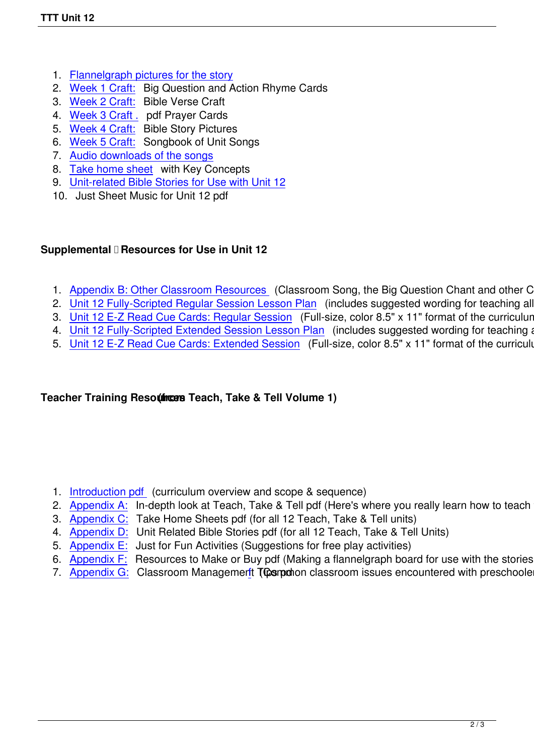1. Flannelgraph pictures for the story
2. Week 1 Craft: Big Question and Action Rhyme Cards
3. Week 2 Craft: Bible Verse Craft
4. Week 3 Craft . pdf Prayer Cards
5. Week 4 Craft: Bible Story Pictures
6. Week 5 Craft: Songbook of Unit Songs
7. Audio downloads of the songs
8. Take home sheet with Key Concepts
9. Unit-related Bible Stories for Use with Unit 12
10. Just Sheet Music for Unit 12 pdf

**Supplemental Resources for Use in Unit 12**

1. Appendix B: Other Classroom Resources (Classroom Song, the Big Question Chant and other C
2. Unit 12 Fully-Scripted Regular Session Lesson Plan (includes suggested wording for teaching all
3. Unit 12 E-Z Read Cue Cards: Regular Session (Full-size, color 8.5" x 11" format of the curriculun
4. Unit 12 Fully-Scripted Extended Session Lesson Plan (includes suggested wording for teaching a
5. Unit 12 E-Z Read Cue Cards: Extended Session (Full-size, color 8.5" x 11" format of the curriculu

**Teacher Training Resources (from Teach, Take & Tell Volume 1)**

1. Introduction pdf (curriculum overview and scope & sequence)
2. Appendix A: In-depth look at Teach, Take & Tell pdf (Here's where you really learn how to teach
3. Appendix C: Take Home Sheets pdf (for all 12 Teach, Take & Tell units)
4. Appendix D: Unit Related Bible Stories pdf (for all 12 Teach, Take & Tell Units)
5. Appendix E: Just for Fun Activities (Suggestions for free play activities)
6. Appendix F: Resources to Make or Buy pdf (Making a flannelgraph board for use with the stories
7. Appendix G: Classroom Management Tips pdf (Common classroom issues encountered with preschooler